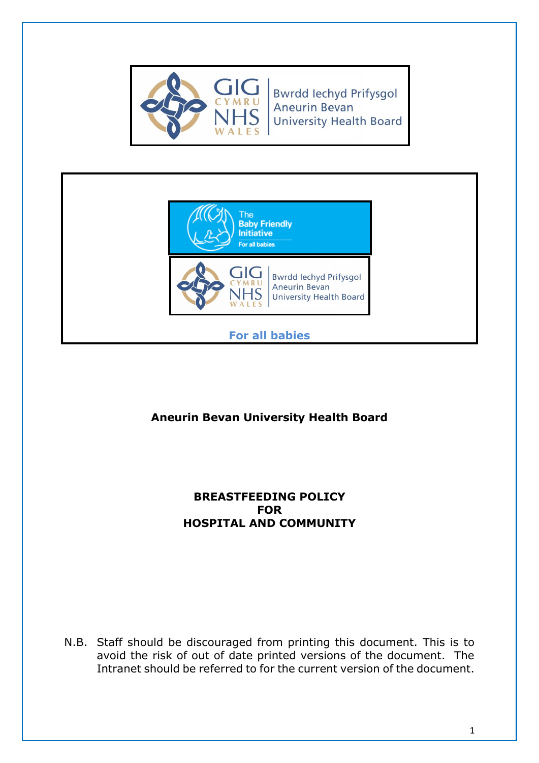GIG CYMRU NHS WALES | Bwrdd Iechyd Prifysgol Aneurin Bevan University Health Board

The Baby Friendly Initiative For all babies

GIG CYMRU NHS WALES | Bwrdd Iechyd Prifysgol Aneurin Bevan University Health Board

**For all babies**

**Aneurin Bevan University Health Board**

# BREASTFEEDING POLICY FOR HOSPITAL AND COMMUNITY

N.B. Staff should be discouraged from printing this document. This is to avoid the risk of out of date printed versions of the document. The Intranet should be referred to for the current version of the document.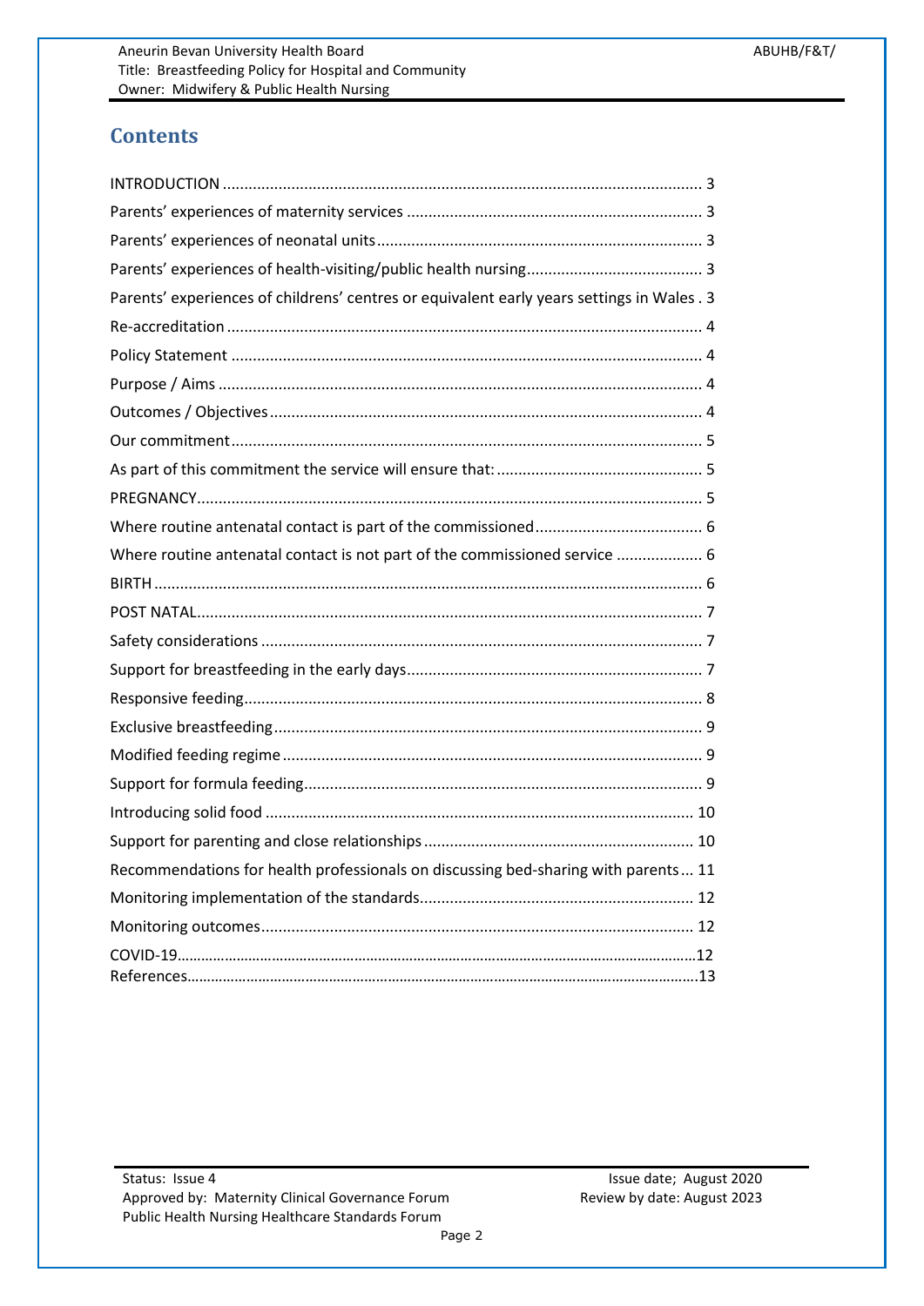## Contents

INTRODUCTION ..... 3
Parents' experiences of maternity services ..... 3
Parents' experiences of neonatal units ..... 3
Parents' experiences of health-visiting/public health nursing ..... 3
Parents' experiences of childrens' centres or equivalent early years settings in Wales . 3
Re-accreditation ..... 4
Policy Statement ..... 4
Purpose / Aims ..... 4
Outcomes / Objectives ..... 4
Our commitment ..... 5
As part of this commitment the service will ensure that: ..... 5
PREGNANCY ..... 5
Where routine antenatal contact is part of the commissioned ..... 6
Where routine antenatal contact is not part of the commissioned service ..... 6
BIRTH ..... 6
POST NATAL ..... 7
Safety considerations ..... 7
Support for breastfeeding in the early days ..... 7
Responsive feeding ..... 8
Exclusive breastfeeding ..... 9
Modified feeding regime ..... 9
Support for formula feeding ..... 9
Introducing solid food ..... 10
Support for parenting and close relationships ..... 10
Recommendations for health professionals on discussing bed-sharing with parents ... 11
Monitoring implementation of the standards ..... 12
Monitoring outcomes ..... 12
COVID-19 ..... 12
References ..... 13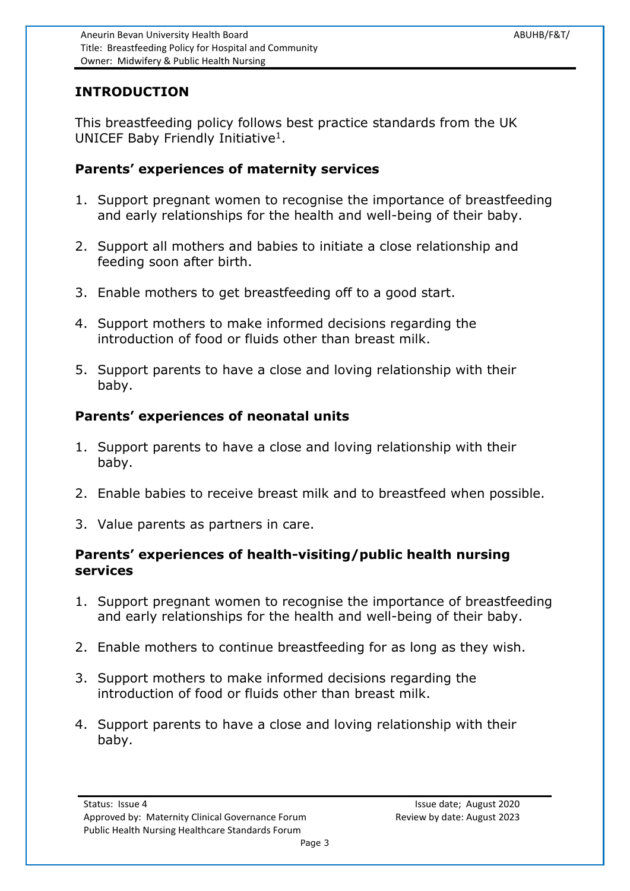## INTRODUCTION

This breastfeeding policy follows best practice standards from the UK UNICEF Baby Friendly Initiative[1].

### Parents' experiences of maternity services

1. Support pregnant women to recognise the importance of breastfeeding and early relationships for the health and well-being of their baby.
2. Support all mothers and babies to initiate a close relationship and feeding soon after birth.
3. Enable mothers to get breastfeeding off to a good start.
4. Support mothers to make informed decisions regarding the introduction of food or fluids other than breast milk.
5. Support parents to have a close and loving relationship with their baby.

### Parents' experiences of neonatal units

1. Support parents to have a close and loving relationship with their baby.
2. Enable babies to receive breast milk and to breastfeed when possible.
3. Value parents as partners in care.

### Parents' experiences of health-visiting/public health nursing services

1. Support pregnant women to recognise the importance of breastfeeding and early relationships for the health and well-being of their baby.
2. Enable mothers to continue breastfeeding for as long as they wish.
3. Support mothers to make informed decisions regarding the introduction of food or fluids other than breast milk.
4. Support parents to have a close and loving relationship with their baby.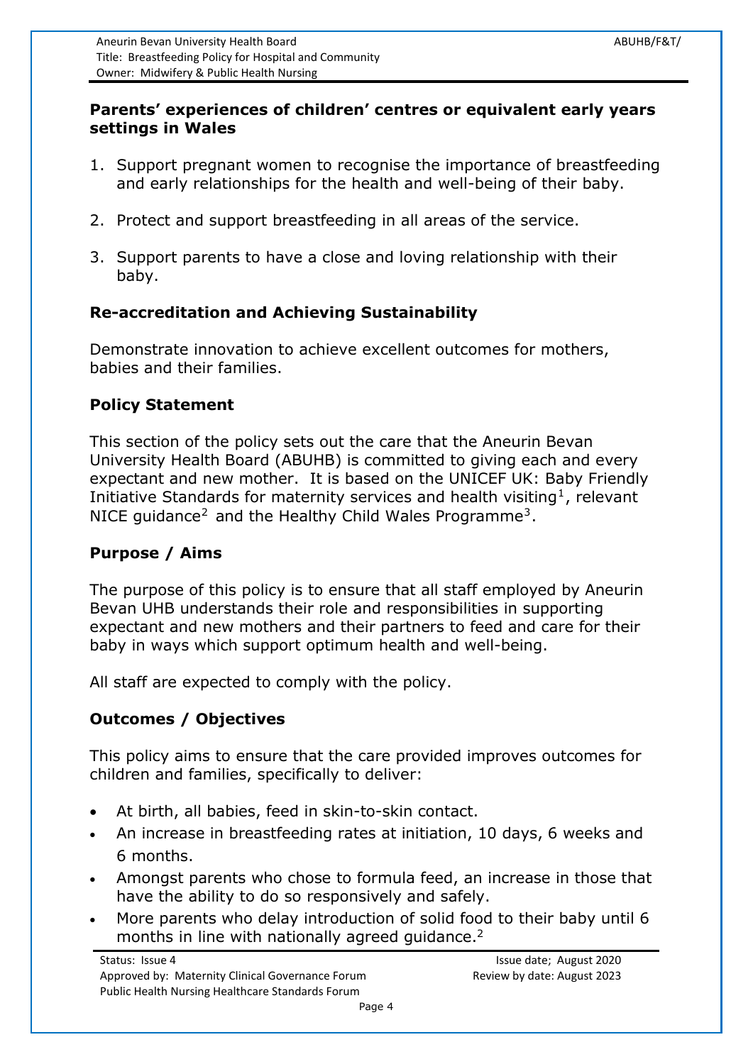**Parents' experiences of children' centres or equivalent early years settings in Wales**

1. Support pregnant women to recognise the importance of breastfeeding and early relationships for the health and well-being of their baby.
2. Protect and support breastfeeding in all areas of the service.
3. Support parents to have a close and loving relationship with their baby.

**Re-accreditation and Achieving Sustainability**

Demonstrate innovation to achieve excellent outcomes for mothers, babies and their families.

**Policy Statement**

This section of the policy sets out the care that the Aneurin Bevan University Health Board (ABUHB) is committed to giving each and every expectant and new mother. It is based on the UNICEF UK: Baby Friendly Initiative Standards for maternity services and health visiting[1], relevant NICE guidance[2] and the Healthy Child Wales Programme[3].

**Purpose / Aims**

The purpose of this policy is to ensure that all staff employed by Aneurin Bevan UHB understands their role and responsibilities in supporting expectant and new mothers and their partners to feed and care for their baby in ways which support optimum health and well-being.

All staff are expected to comply with the policy.

**Outcomes / Objectives**

This policy aims to ensure that the care provided improves outcomes for children and families, specifically to deliver:

- At birth, all babies, feed in skin-to-skin contact.
- An increase in breastfeeding rates at initiation, 10 days, 6 weeks and 6 months.
- Amongst parents who chose to formula feed, an increase in those that have the ability to do so responsively and safely.
- More parents who delay introduction of solid food to their baby until 6 months in line with nationally agreed guidance.[2]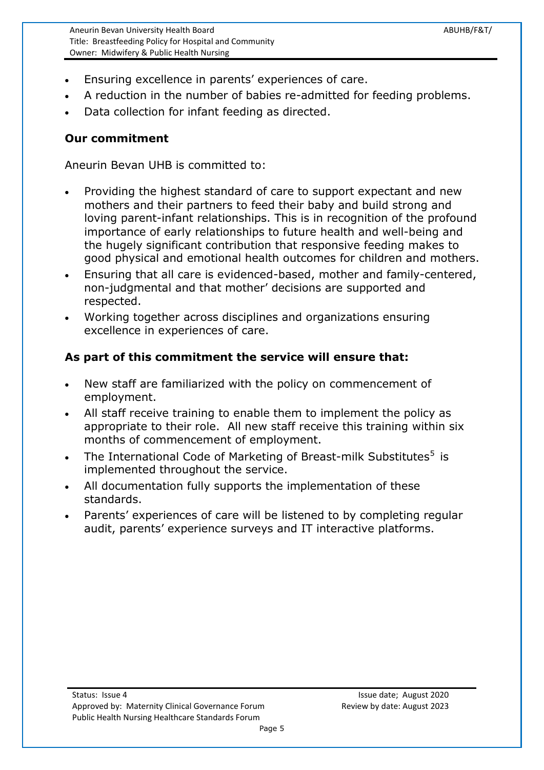- Ensuring excellence in parents' experiences of care.
- A reduction in the number of babies re-admitted for feeding problems.
- Data collection for infant feeding as directed.

**Our commitment**

Aneurin Bevan UHB is committed to:

- Providing the highest standard of care to support expectant and new mothers and their partners to feed their baby and build strong and loving parent-infant relationships. This is in recognition of the profound importance of early relationships to future health and well-being and the hugely significant contribution that responsive feeding makes to good physical and emotional health outcomes for children and mothers.
- Ensuring that all care is evidenced-based, mother and family-centered, non-judgmental and that mother' decisions are supported and respected.
- Working together across disciplines and organizations ensuring excellence in experiences of care.

**As part of this commitment the service will ensure that:**

- New staff are familiarized with the policy on commencement of employment.
- All staff receive training to enable them to implement the policy as appropriate to their role. All new staff receive this training within six months of commencement of employment.
- The International Code of Marketing of Breast-milk Substitutes[5] is implemented throughout the service.
- All documentation fully supports the implementation of these standards.
- Parents' experiences of care will be listened to by completing regular audit, parents' experience surveys and IT interactive platforms.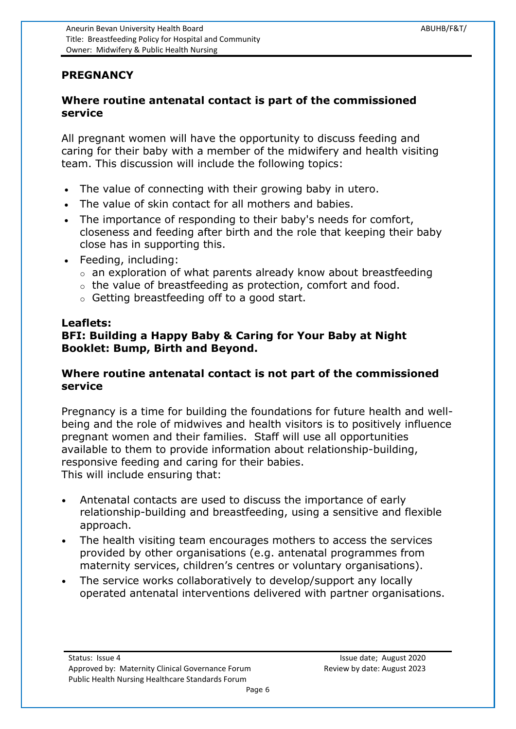## PREGNANCY

### Where routine antenatal contact is part of the commissioned service

All pregnant women will have the opportunity to discuss feeding and caring for their baby with a member of the midwifery and health visiting team. This discussion will include the following topics:

- The value of connecting with their growing baby in utero.
- The value of skin contact for all mothers and babies.
- The importance of responding to their baby's needs for comfort, closeness and feeding after birth and the role that keeping their baby close has in supporting this.
- Feeding, including:
  - an exploration of what parents already know about breastfeeding
  - the value of breastfeeding as protection, comfort and food.
  - Getting breastfeeding off to a good start.

**Leaflets:**
**BFI: Building a Happy Baby & Caring for Your Baby at Night**
**Booklet: Bump, Birth and Beyond.**

### Where routine antenatal contact is not part of the commissioned service

Pregnancy is a time for building the foundations for future health and well-being and the role of midwives and health visitors is to positively influence pregnant women and their families. Staff will use all opportunities available to them to provide information about relationship-building, responsive feeding and caring for their babies.
This will include ensuring that:

- Antenatal contacts are used to discuss the importance of early relationship-building and breastfeeding, using a sensitive and flexible approach.
- The health visiting team encourages mothers to access the services provided by other organisations (e.g. antenatal programmes from maternity services, children's centres or voluntary organisations).
- The service works collaboratively to develop/support any locally operated antenatal interventions delivered with partner organisations.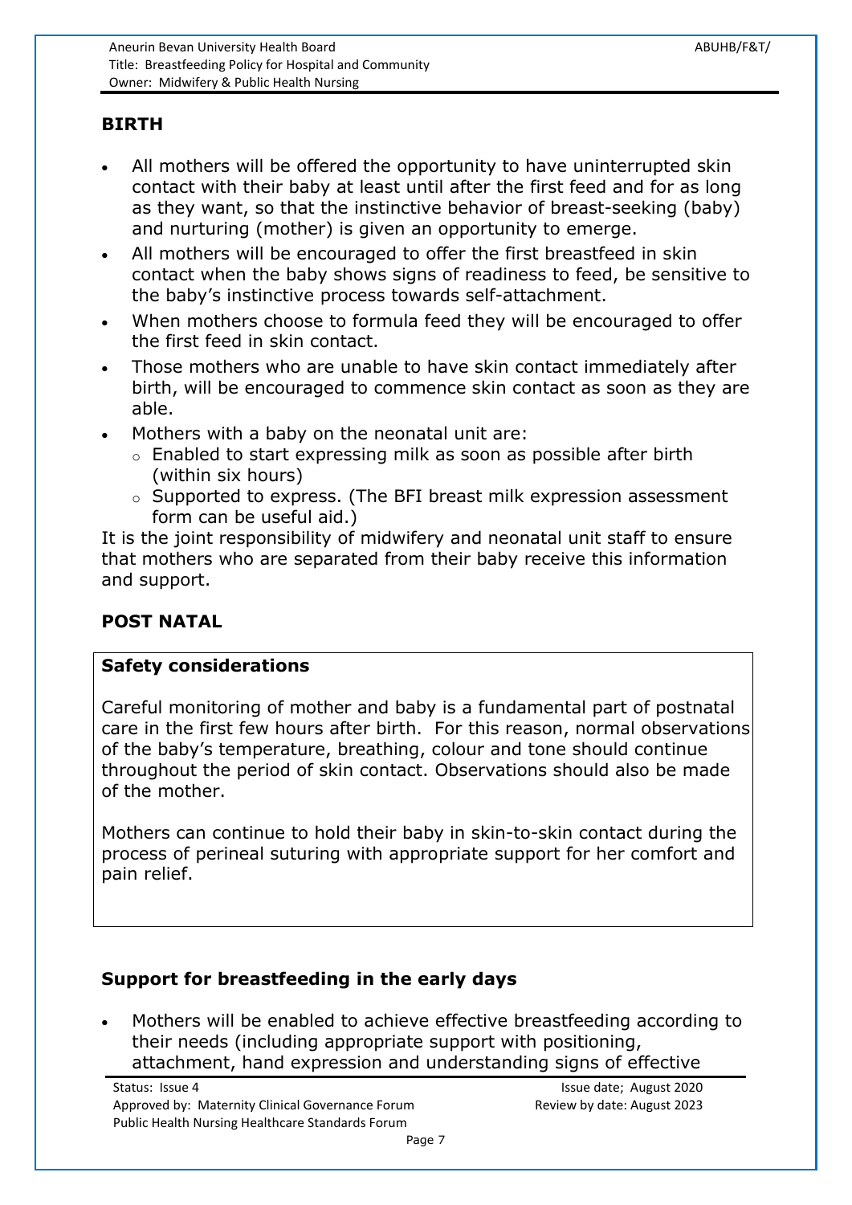## BIRTH

- All mothers will be offered the opportunity to have uninterrupted skin contact with their baby at least until after the first feed and for as long as they want, so that the instinctive behavior of breast-seeking (baby) and nurturing (mother) is given an opportunity to emerge.
- All mothers will be encouraged to offer the first breastfeed in skin contact when the baby shows signs of readiness to feed, be sensitive to the baby's instinctive process towards self-attachment.
- When mothers choose to formula feed they will be encouraged to offer the first feed in skin contact.
- Those mothers who are unable to have skin contact immediately after birth, will be encouraged to commence skin contact as soon as they are able.
- Mothers with a baby on the neonatal unit are:
  - Enabled to start expressing milk as soon as possible after birth (within six hours)
  - Supported to express. (The BFI breast milk expression assessment form can be useful aid.)

It is the joint responsibility of midwifery and neonatal unit staff to ensure that mothers who are separated from their baby receive this information and support.

## POST NATAL

### Safety considerations

Careful monitoring of mother and baby is a fundamental part of postnatal care in the first few hours after birth. For this reason, normal observations of the baby's temperature, breathing, colour and tone should continue throughout the period of skin contact. Observations should also be made of the mother.

Mothers can continue to hold their baby in skin-to-skin contact during the process of perineal suturing with appropriate support for her comfort and pain relief.

### Support for breastfeeding in the early days

- Mothers will be enabled to achieve effective breastfeeding according to their needs (including appropriate support with positioning, attachment, hand expression and understanding signs of effective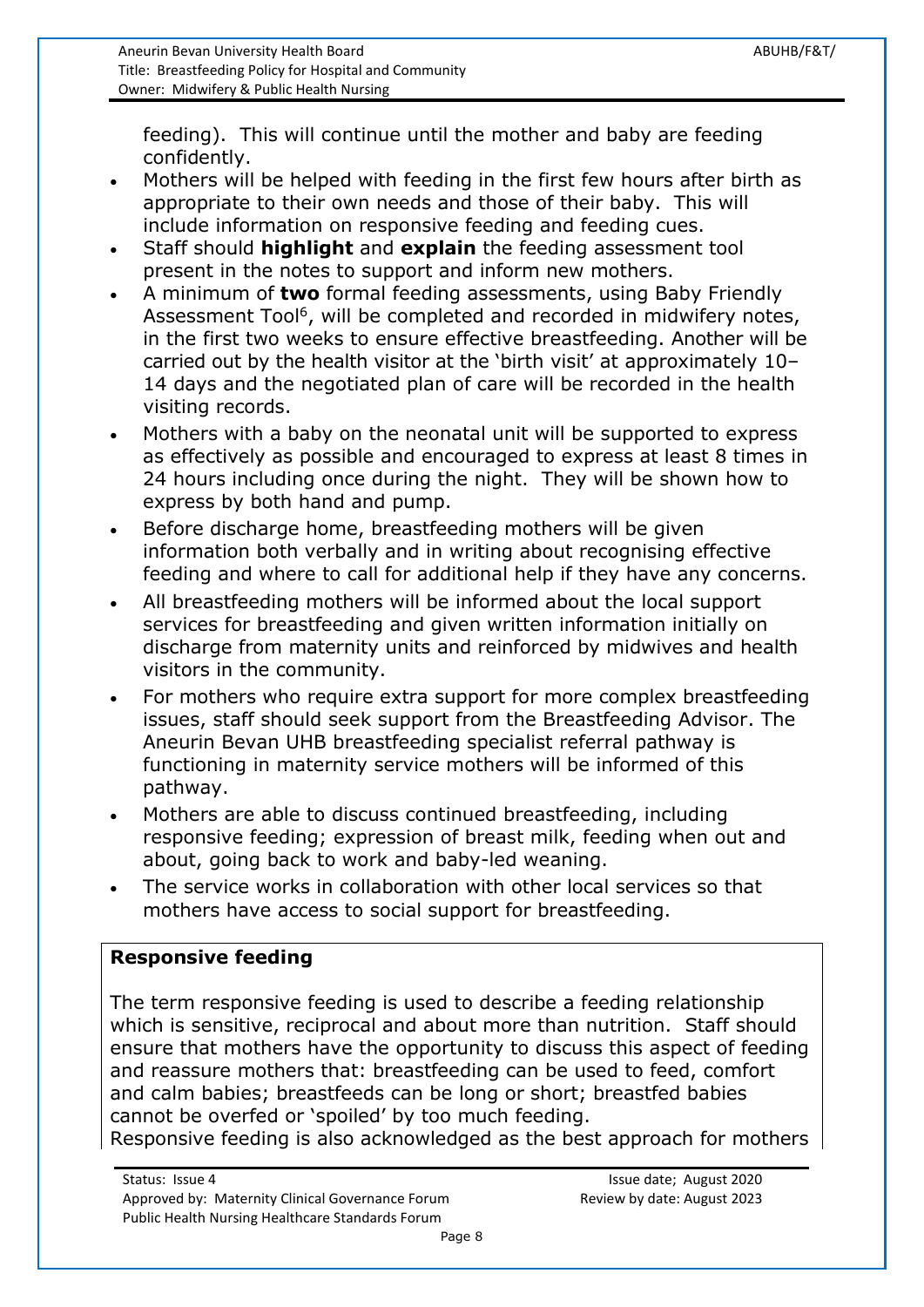feeding). This will continue until the mother and baby are feeding confidently.

- Mothers will be helped with feeding in the first few hours after birth as appropriate to their own needs and those of their baby. This will include information on responsive feeding and feeding cues.
- Staff should **highlight** and **explain** the feeding assessment tool present in the notes to support and inform new mothers.
- A minimum of **two** formal feeding assessments, using Baby Friendly Assessment Tool[6], will be completed and recorded in midwifery notes, in the first two weeks to ensure effective breastfeeding. Another will be carried out by the health visitor at the 'birth visit' at approximately 10–14 days and the negotiated plan of care will be recorded in the health visiting records.
- Mothers with a baby on the neonatal unit will be supported to express as effectively as possible and encouraged to express at least 8 times in 24 hours including once during the night. They will be shown how to express by both hand and pump.
- Before discharge home, breastfeeding mothers will be given information both verbally and in writing about recognising effective feeding and where to call for additional help if they have any concerns.
- All breastfeeding mothers will be informed about the local support services for breastfeeding and given written information initially on discharge from maternity units and reinforced by midwives and health visitors in the community.
- For mothers who require extra support for more complex breastfeeding issues, staff should seek support from the Breastfeeding Advisor. The Aneurin Bevan UHB breastfeeding specialist referral pathway is functioning in maternity service mothers will be informed of this pathway.
- Mothers are able to discuss continued breastfeeding, including responsive feeding; expression of breast milk, feeding when out and about, going back to work and baby-led weaning.
- The service works in collaboration with other local services so that mothers have access to social support for breastfeeding.

**Responsive feeding**

The term responsive feeding is used to describe a feeding relationship which is sensitive, reciprocal and about more than nutrition. Staff should ensure that mothers have the opportunity to discuss this aspect of feeding and reassure mothers that: breastfeeding can be used to feed, comfort and calm babies; breastfeeds can be long or short; breastfed babies cannot be overfed or 'spoiled' by too much feeding.
Responsive feeding is also acknowledged as the best approach for mothers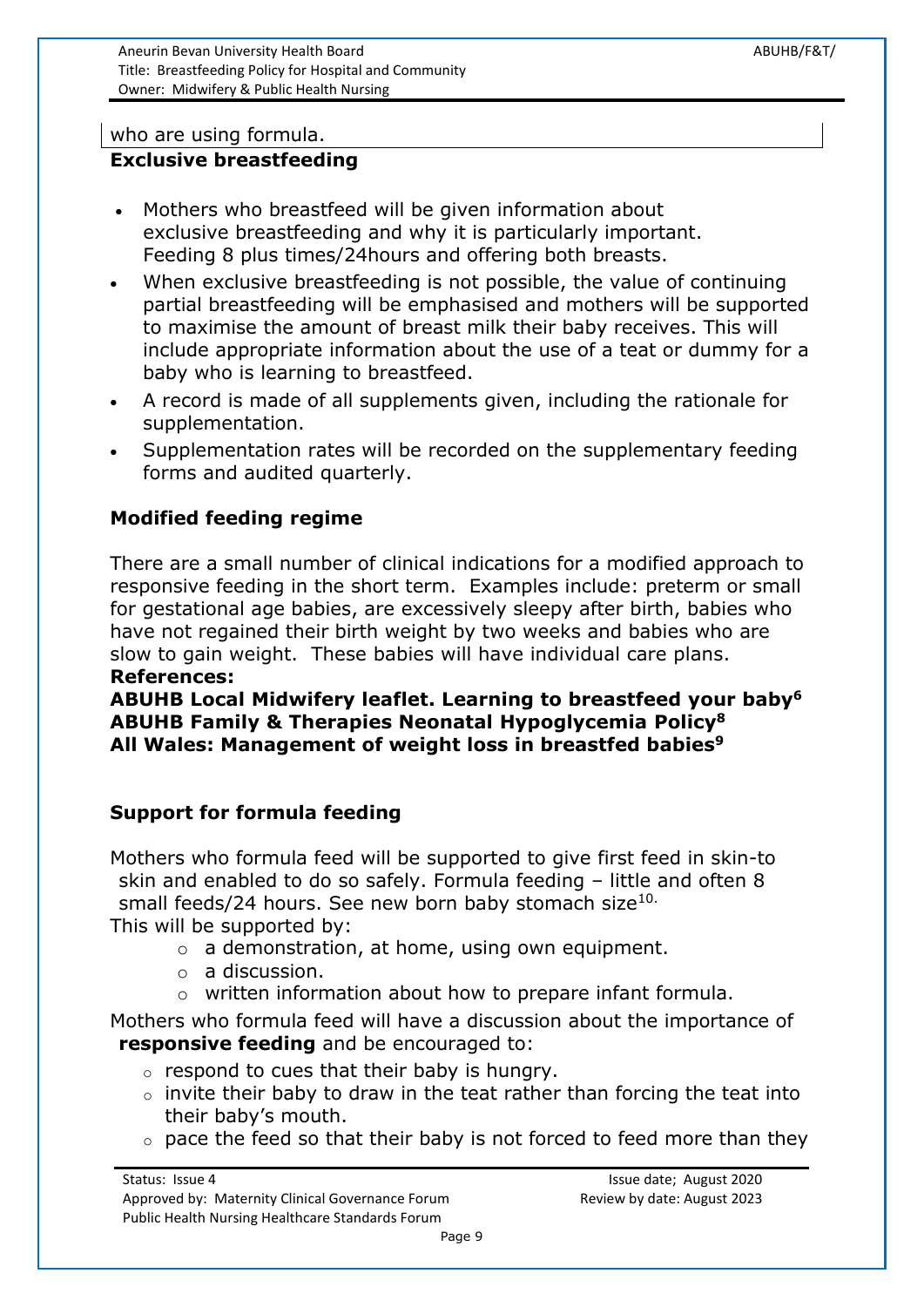who are using formula.

**Exclusive breastfeeding**

- Mothers who breastfeed will be given information about exclusive breastfeeding and why it is particularly important. Feeding 8 plus times/24hours and offering both breasts.
- When exclusive breastfeeding is not possible, the value of continuing partial breastfeeding will be emphasised and mothers will be supported to maximise the amount of breast milk their baby receives. This will include appropriate information about the use of a teat or dummy for a baby who is learning to breastfeed.
- A record is made of all supplements given, including the rationale for supplementation.
- Supplementation rates will be recorded on the supplementary feeding forms and audited quarterly.

**Modified feeding regime**

There are a small number of clinical indications for a modified approach to responsive feeding in the short term. Examples include: preterm or small for gestational age babies, are excessively sleepy after birth, babies who have not regained their birth weight by two weeks and babies who are slow to gain weight. These babies will have individual care plans.

**References:**
**ABUHB Local Midwifery leaflet. Learning to breastfeed your baby[6]**
**ABUHB Family & Therapies Neonatal Hypoglycemia Policy[8]**
**All Wales: Management of weight loss in breastfed babies[9]**

**Support for formula feeding**

Mothers who formula feed will be supported to give first feed in skin-to skin and enabled to do so safely. Formula feeding – little and often 8 small feeds/24 hours. See new born baby stomach size[10].

This will be supported by:

- a demonstration, at home, using own equipment.
- a discussion.
- written information about how to prepare infant formula.

Mothers who formula feed will have a discussion about the importance of **responsive feeding** and be encouraged to:

- respond to cues that their baby is hungry.
- invite their baby to draw in the teat rather than forcing the teat into their baby's mouth.
- pace the feed so that their baby is not forced to feed more than they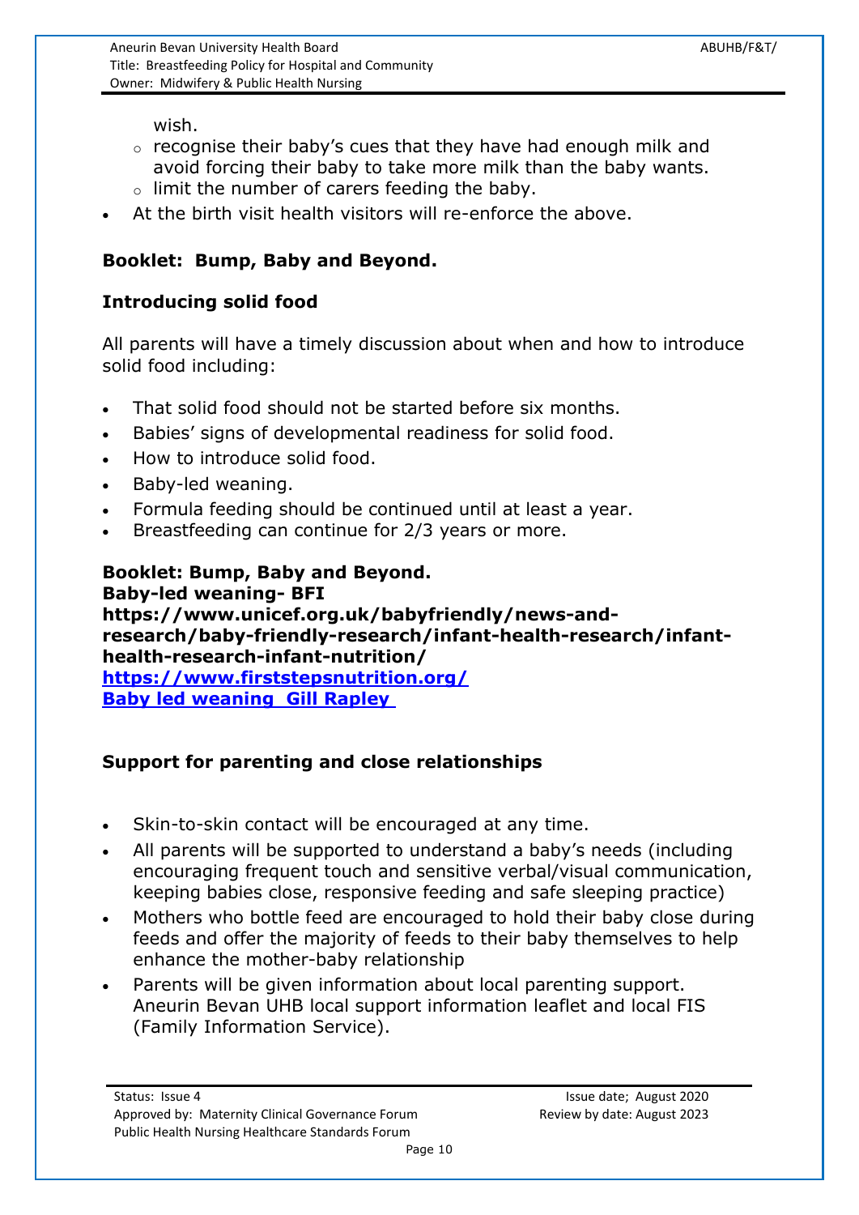wish.
  - recognise their baby's cues that they have had enough milk and avoid forcing their baby to take more milk than the baby wants.
  - limit the number of carers feeding the baby.
- At the birth visit health visitors will re-enforce the above.

**Booklet: Bump, Baby and Beyond.**

**Introducing solid food**

All parents will have a timely discussion about when and how to introduce solid food including:

- That solid food should not be started before six months.
- Babies' signs of developmental readiness for solid food.
- How to introduce solid food.
- Baby-led weaning.
- Formula feeding should be continued until at least a year.
- Breastfeeding can continue for 2/3 years or more.

**Booklet: Bump, Baby and Beyond.**
**Baby-led weaning- BFI**
**https://www.unicef.org.uk/babyfriendly/news-and-research/baby-friendly-research/infant-health-research/infant-health-research-infant-nutrition/**
**[https://www.firststepsnutrition.org/](https://www.firststepsnutrition.org/)**
**Baby led weaning Gill Rapley**

**Support for parenting and close relationships**

- Skin-to-skin contact will be encouraged at any time.
- All parents will be supported to understand a baby's needs (including encouraging frequent touch and sensitive verbal/visual communication, keeping babies close, responsive feeding and safe sleeping practice)
- Mothers who bottle feed are encouraged to hold their baby close during feeds and offer the majority of feeds to their baby themselves to help enhance the mother-baby relationship
- Parents will be given information about local parenting support. Aneurin Bevan UHB local support information leaflet and local FIS (Family Information Service).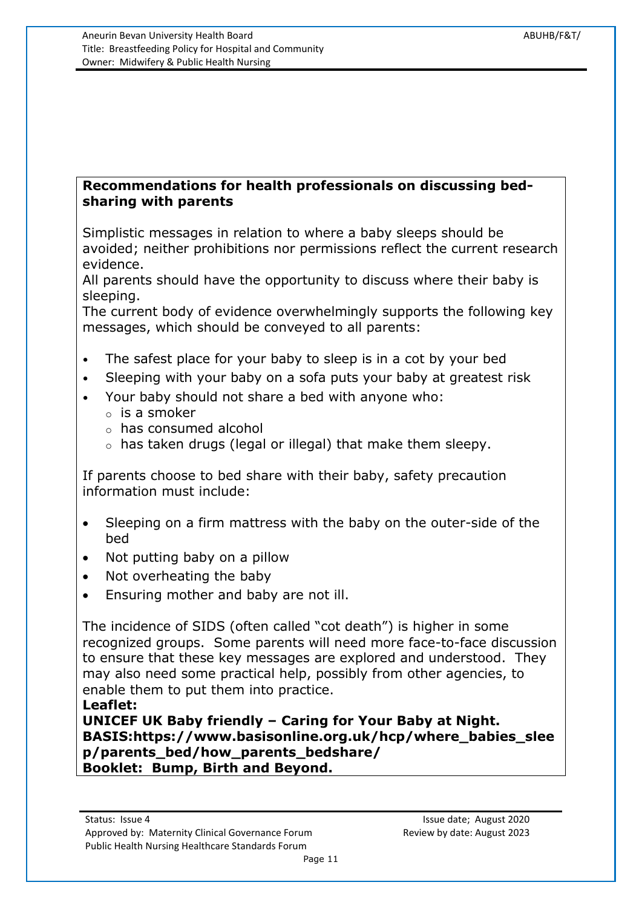**Recommendations for health professionals on discussing bed-sharing with parents**

Simplistic messages in relation to where a baby sleeps should be avoided; neither prohibitions nor permissions reflect the current research evidence.
All parents should have the opportunity to discuss where their baby is sleeping.
The current body of evidence overwhelmingly supports the following key messages, which should be conveyed to all parents:

- The safest place for your baby to sleep is in a cot by your bed
- Sleeping with your baby on a sofa puts your baby at greatest risk
- Your baby should not share a bed with anyone who:
  - is a smoker
  - has consumed alcohol
  - has taken drugs (legal or illegal) that make them sleepy.

If parents choose to bed share with their baby, safety precaution information must include:

- Sleeping on a firm mattress with the baby on the outer-side of the bed
- Not putting baby on a pillow
- Not overheating the baby
- Ensuring mother and baby are not ill.

The incidence of SIDS (often called "cot death") is higher in some recognized groups. Some parents will need more face-to-face discussion to ensure that these key messages are explored and understood. They may also need some practical help, possibly from other agencies, to enable them to put them into practice.
**Leaflet:**
**UNICEF UK Baby friendly – Caring for Your Baby at Night.**
**BASIS:https://www.basisonline.org.uk/hcp/where_babies_sleep/parents_bed/how_parents_bedshare/**
**Booklet: Bump, Birth and Beyond.**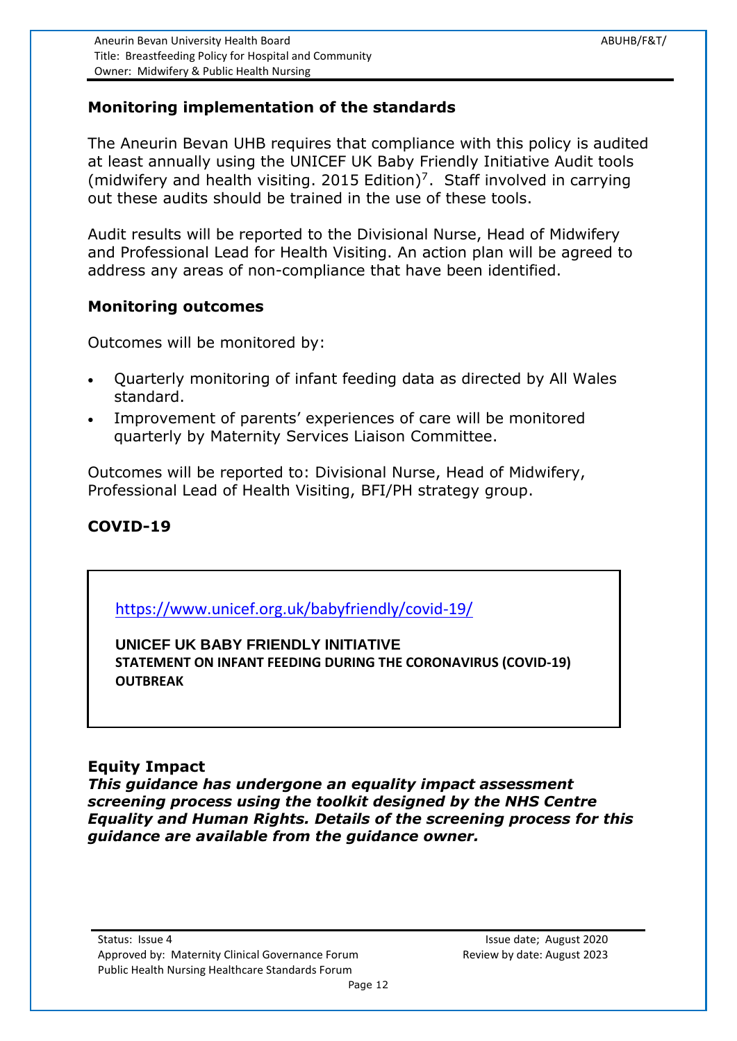## Monitoring implementation of the standards

The Aneurin Bevan UHB requires that compliance with this policy is audited at least annually using the UNICEF UK Baby Friendly Initiative Audit tools (midwifery and health visiting. 2015 Edition)[7]. Staff involved in carrying out these audits should be trained in the use of these tools.

Audit results will be reported to the Divisional Nurse, Head of Midwifery and Professional Lead for Health Visiting. An action plan will be agreed to address any areas of non-compliance that have been identified.

## Monitoring outcomes

Outcomes will be monitored by:

- Quarterly monitoring of infant feeding data as directed by All Wales standard.
- Improvement of parents' experiences of care will be monitored quarterly by Maternity Services Liaison Committee.

Outcomes will be reported to: Divisional Nurse, Head of Midwifery, Professional Lead of Health Visiting, BFI/PH strategy group.

## COVID-19

https://www.unicef.org.uk/babyfriendly/covid-19/

**UNICEF UK BABY FRIENDLY INITIATIVE**
**STATEMENT ON INFANT FEEDING DURING THE CORONAVIRUS (COVID-19) OUTBREAK**

## Equity Impact

***This guidance has undergone an equality impact assessment screening process using the toolkit designed by the NHS Centre Equality and Human Rights. Details of the screening process for this guidance are available from the guidance owner.***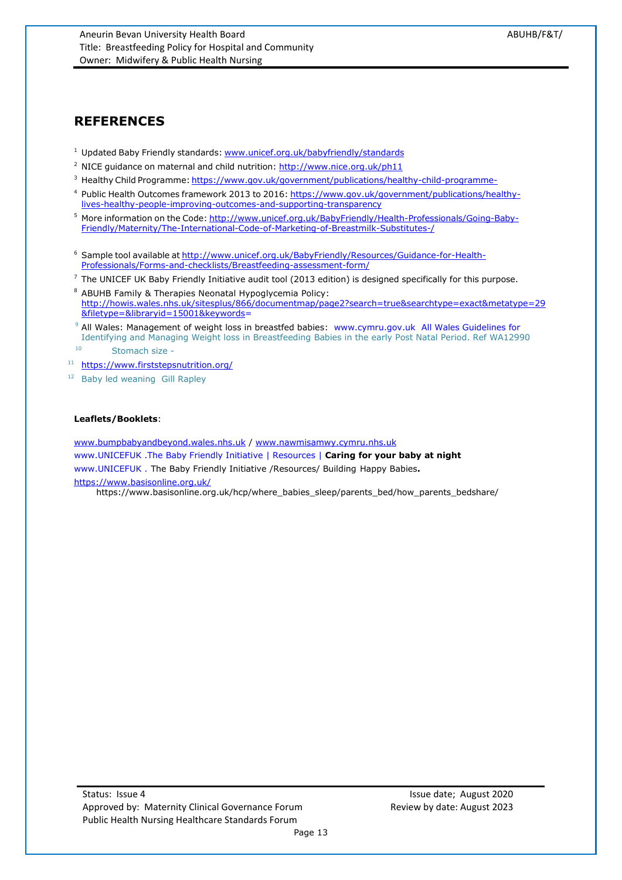## REFERENCES

[1] Updated Baby Friendly standards: www.unicef.org.uk/babyfriendly/standards

[2] NICE guidance on maternal and child nutrition: http://www.nice.org.uk/ph11

[3] Healthy Child Programme: https://www.gov.uk/government/publications/healthy-child-programme-

[4] Public Health Outcomes framework 2013 to 2016: https://www.gov.uk/government/publications/healthy-lives-healthy-people-improving-outcomes-and-supporting-transparency

[5] More information on the Code: http://www.unicef.org.uk/BabyFriendly/Health-Professionals/Going-Baby-Friendly/Maternity/The-International-Code-of-Marketing-of-Breastmilk-Substitutes-/

[6] Sample tool available at http://www.unicef.org.uk/BabyFriendly/Resources/Guidance-for-Health-Professionals/Forms-and-checklists/Breastfeeding-assessment-form/

[7] The UNICEF UK Baby Friendly Initiative audit tool (2013 edition) is designed specifically for this purpose.

[8] ABUHB Family & Therapies Neonatal Hypoglycemia Policy: http://howis.wales.nhs.uk/sitesplus/866/documentmap/page2?search=true&searchtype=exact&metatype=29&filetype=&libraryid=15001&keywords=

[9] All Wales: Management of weight loss in breastfed babies: www.cymru.gov.uk All Wales Guidelines for Identifying and Managing Weight loss in Breastfeeding Babies in the early Post Natal Period. Ref WA12990

[10] Stomach size -

[11] https://www.firststepsnutrition.org/

[12] Baby led weaning Gill Rapley

**Leaflets/Booklets**:

www.bumpbabyandbeyond.wales.nhs.uk / www.nawmisamwy.cymru.nhs.uk

www.UNICEFUK .The Baby Friendly Initiative | Resources | **Caring for your baby at night**

www.UNICEFUK . The Baby Friendly Initiative /Resources/ Building Happy Babies**.**

https://www.basisonline.org.uk/

https://www.basisonline.org.uk/hcp/where_babies_sleep/parents_bed/how_parents_bedshare/